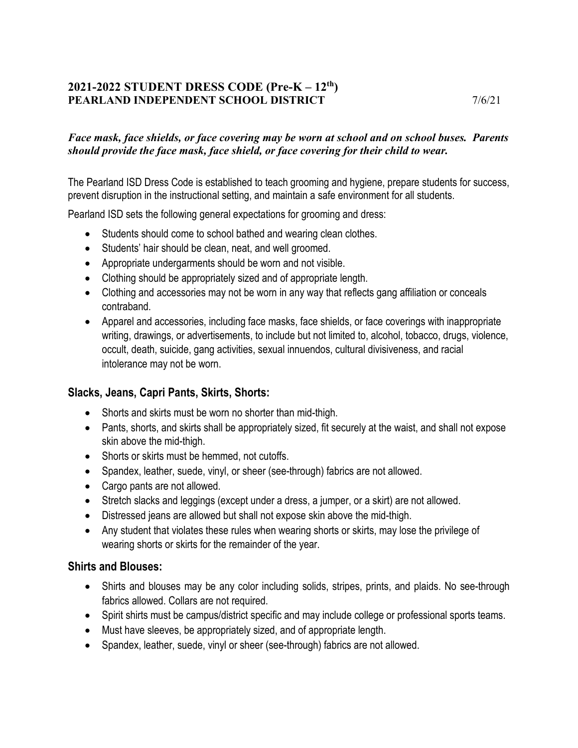# 2021-2022 STUDENT DRESS CODE (Pre-K – 12th)
## PEARLAND INDEPENDENT SCHOOL DISTRICT

7/6/21

***Face mask, face shields, or face covering may be worn at school and on school buses. Parents should provide the face mask, face shield, or face covering for their child to wear.***

The Pearland ISD Dress Code is established to teach grooming and hygiene, prepare students for success, prevent disruption in the instructional setting, and maintain a safe environment for all students.

Pearland ISD sets the following general expectations for grooming and dress:

- Students should come to school bathed and wearing clean clothes.
- Students' hair should be clean, neat, and well groomed.
- Appropriate undergarments should be worn and not visible.
- Clothing should be appropriately sized and of appropriate length.
- Clothing and accessories may not be worn in any way that reflects gang affiliation or conceals contraband.
- Apparel and accessories, including face masks, face shields, or face coverings with inappropriate writing, drawings, or advertisements, to include but not limited to, alcohol, tobacco, drugs, violence, occult, death, suicide, gang activities, sexual innuendos, cultural divisiveness, and racial intolerance may not be worn.

### Slacks, Jeans, Capri Pants, Skirts, Shorts:

- Shorts and skirts must be worn no shorter than mid-thigh.
- Pants, shorts, and skirts shall be appropriately sized, fit securely at the waist, and shall not expose skin above the mid-thigh.
- Shorts or skirts must be hemmed, not cutoffs.
- Spandex, leather, suede, vinyl, or sheer (see-through) fabrics are not allowed.
- Cargo pants are not allowed.
- Stretch slacks and leggings (except under a dress, a jumper, or a skirt) are not allowed.
- Distressed jeans are allowed but shall not expose skin above the mid-thigh.
- Any student that violates these rules when wearing shorts or skirts, may lose the privilege of wearing shorts or skirts for the remainder of the year.

### Shirts and Blouses:

- Shirts and blouses may be any color including solids, stripes, prints, and plaids. No see-through fabrics allowed. Collars are not required.
- Spirit shirts must be campus/district specific and may include college or professional sports teams.
- Must have sleeves, be appropriately sized, and of appropriate length.
- Spandex, leather, suede, vinyl or sheer (see-through) fabrics are not allowed.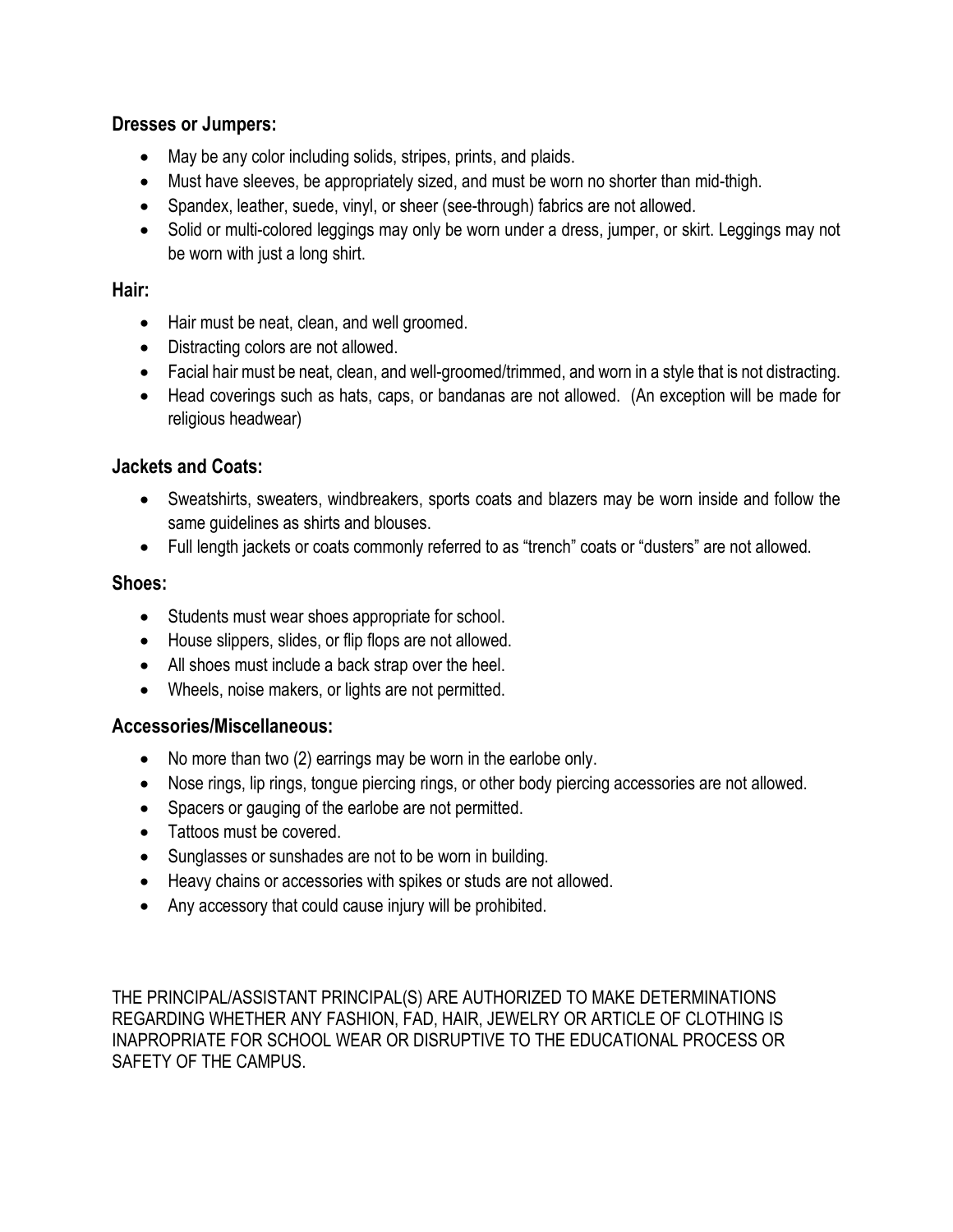### Dresses or Jumpers:

- May be any color including solids, stripes, prints, and plaids.
- Must have sleeves, be appropriately sized, and must be worn no shorter than mid-thigh.
- Spandex, leather, suede, vinyl, or sheer (see-through) fabrics are not allowed.
- Solid or multi-colored leggings may only be worn under a dress, jumper, or skirt. Leggings may not be worn with just a long shirt.

### Hair:

- Hair must be neat, clean, and well groomed.
- Distracting colors are not allowed.
- Facial hair must be neat, clean, and well-groomed/trimmed, and worn in a style that is not distracting.
- Head coverings such as hats, caps, or bandanas are not allowed. (An exception will be made for religious headwear)

### Jackets and Coats:

- Sweatshirts, sweaters, windbreakers, sports coats and blazers may be worn inside and follow the same guidelines as shirts and blouses.
- Full length jackets or coats commonly referred to as "trench" coats or "dusters" are not allowed.

### Shoes:

- Students must wear shoes appropriate for school.
- House slippers, slides, or flip flops are not allowed.
- All shoes must include a back strap over the heel.
- Wheels, noise makers, or lights are not permitted.

### Accessories/Miscellaneous:

- No more than two (2) earrings may be worn in the earlobe only.
- Nose rings, lip rings, tongue piercing rings, or other body piercing accessories are not allowed.
- Spacers or gauging of the earlobe are not permitted.
- Tattoos must be covered.
- Sunglasses or sunshades are not to be worn in building.
- Heavy chains or accessories with spikes or studs are not allowed.
- Any accessory that could cause injury will be prohibited.

THE PRINCIPAL/ASSISTANT PRINCIPAL(S) ARE AUTHORIZED TO MAKE DETERMINATIONS REGARDING WHETHER ANY FASHION, FAD, HAIR, JEWELRY OR ARTICLE OF CLOTHING IS INAPROPRIATE FOR SCHOOL WEAR OR DISRUPTIVE TO THE EDUCATIONAL PROCESS OR SAFETY OF THE CAMPUS.